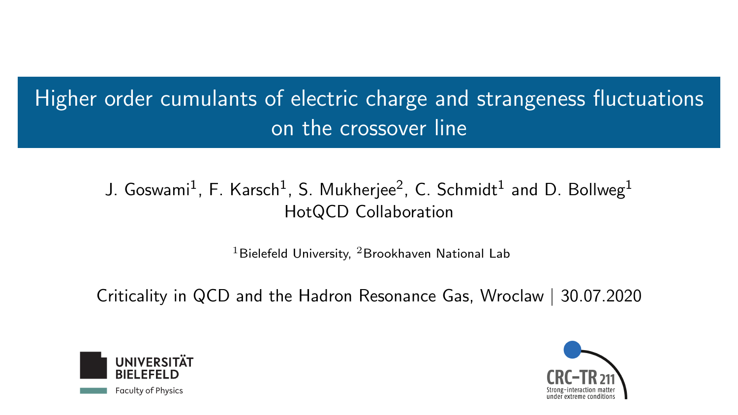# Higher order cumulants of electric charge and strangeness fluctuations on the crossover line

J. Goswami[1], F. Karsch[1], S. Mukherjee[2], C. Schmidt[1] and D. Bollweg[1]

HotQCD Collaboration

[1]Bielefeld University, [2]Brookhaven National Lab

Criticality in QCD and the Hadron Resonance Gas, Wroclaw | 30.07.2020

UNIVERSITÄT BIELEFELD

Faculty of Physics

CRC-TR 211

Strong-interaction matter under extreme conditions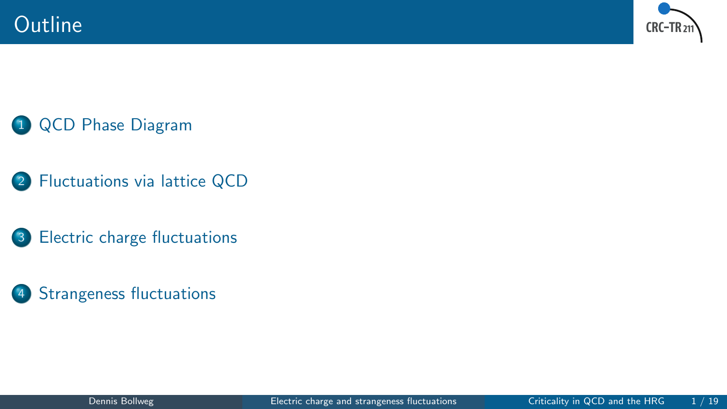# Outline

1. QCD Phase Diagram
2. Fluctuations via lattice QCD
3. Electric charge fluctuations
4. Strangeness fluctuations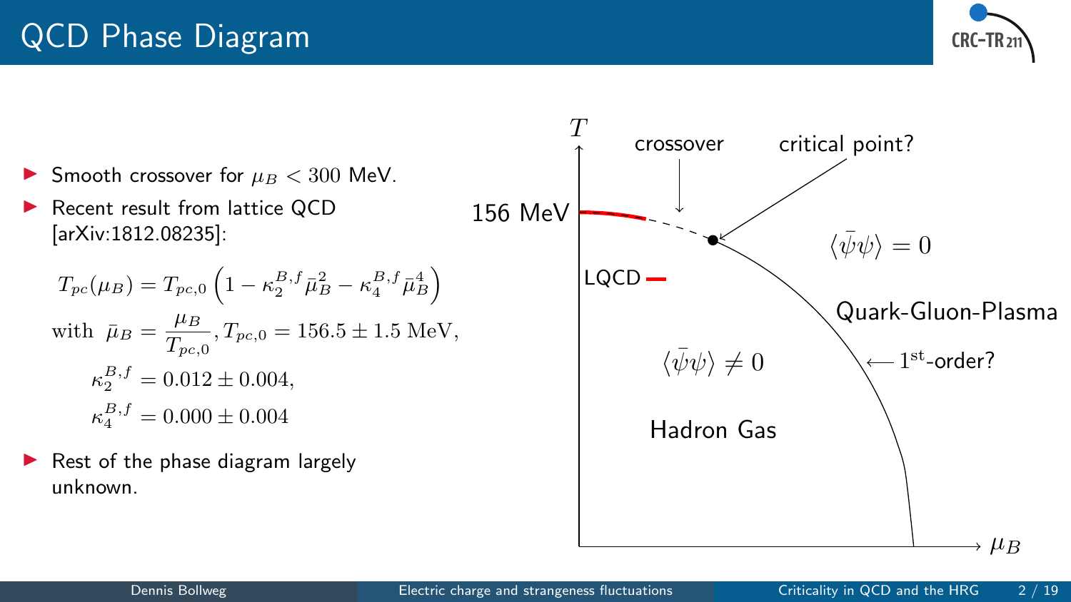# QCD Phase Diagram

- Smooth crossover for $\mu_B < 300$ MeV.
- Recent result from lattice QCD [arXiv:1812.08235]:

$$T_{pc}(\mu_B) = T_{pc,0}\left(1 - \kappa_2^{B,f}\bar{\mu}_B^2 - \kappa_4^{B,f}\bar{\mu}_B^4\right)$$

$$\text{with } \bar{\mu}_B = \frac{\mu_B}{T_{pc,0}}, T_{pc,0} = 156.5 \pm 1.5 \text{ MeV},$$

$$\kappa_2^{B,f} = 0.012 \pm 0.004,$$

$$\kappa_4^{B,f} = 0.000 \pm 0.004$$

- Rest of the phase diagram largely unknown.

$T$

156 MeV

crossover

critical point?

LQCD

$\langle\bar{\psi}\psi\rangle = 0$

Quark-Gluon-Plasma

$\langle\bar{\psi}\psi\rangle \neq 0$

$\longleftarrow 1^{\text{st}}$-order?

Hadron Gas

$\mu_B$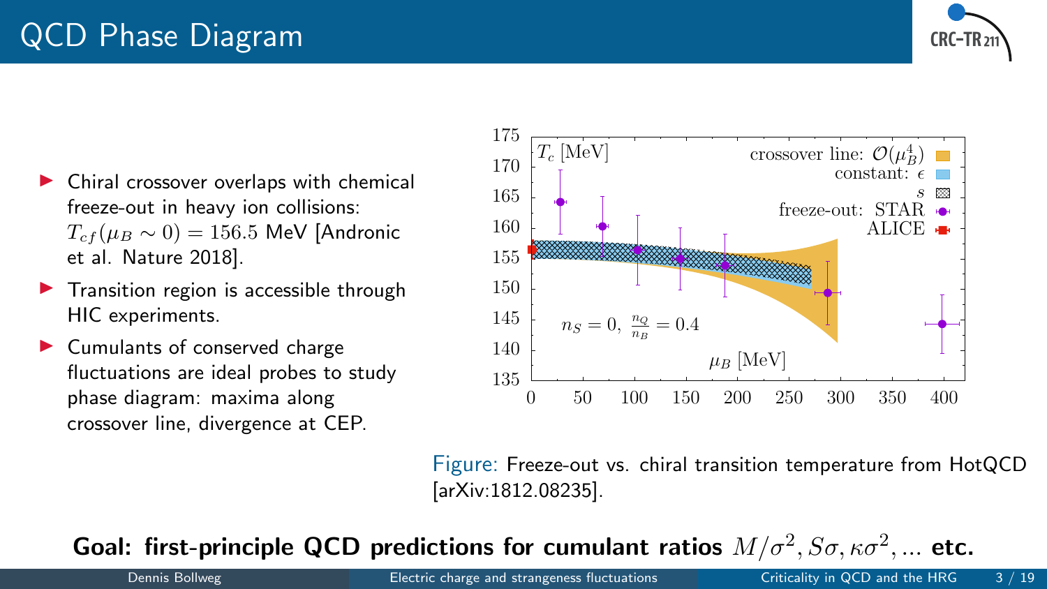# QCD Phase Diagram

- Chiral crossover overlaps with chemical freeze-out in heavy ion collisions: $T_{cf}(\mu_B \sim 0) = 156.5$ MeV [Andronic et al. Nature 2018].
- Transition region is accessible through HIC experiments.
- Cumulants of conserved charge fluctuations are ideal probes to study phase diagram: maxima along crossover line, divergence at CEP.

Figure: Freeze-out vs. chiral transition temperature from HotQCD [arXiv:1812.08235].

**Goal: first-principle QCD predictions for cumulant ratios $M/\sigma^2, S\sigma, \kappa\sigma^2, \ldots$ etc.**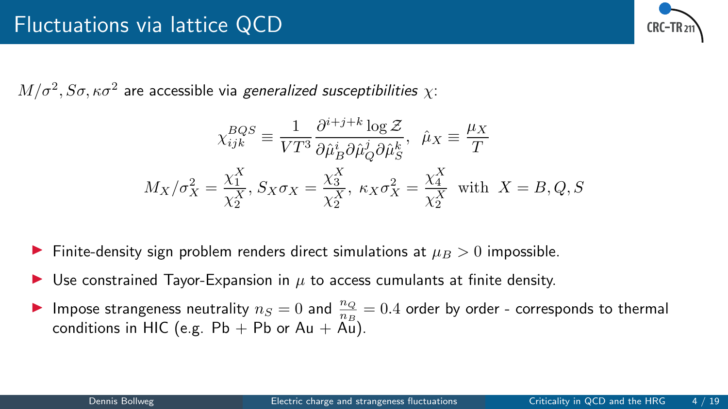# Fluctuations via lattice QCD

$M/\sigma^2, S\sigma, \kappa\sigma^2$ are accessible via *generalized susceptibilities* $\chi$:

$$\chi_{ijk}^{BQS} \equiv \frac{1}{VT^3}\frac{\partial^{i+j+k}\log\mathcal{Z}}{\partial\hat{\mu}_B^i\partial\hat{\mu}_Q^j\partial\hat{\mu}_S^k}, \quad \hat{\mu}_X \equiv \frac{\mu_X}{T}$$

$$M_X/\sigma_X^2 = \frac{\chi_1^X}{\chi_2^X},\, S_X\sigma_X = \frac{\chi_3^X}{\chi_2^X},\, \kappa_X\sigma_X^2 = \frac{\chi_4^X}{\chi_2^X} \text{ with } X = B, Q, S$$

- Finite-density sign problem renders direct simulations at $\mu_B > 0$ impossible.
- Use constrained Tayor-Expansion in $\mu$ to access cumulants at finite density.
- Impose strangeness neutrality $n_S = 0$ and $\frac{n_Q}{n_B} = 0.4$ order by order - corresponds to thermal conditions in HIC (e.g. Pb + Pb or Au + Au).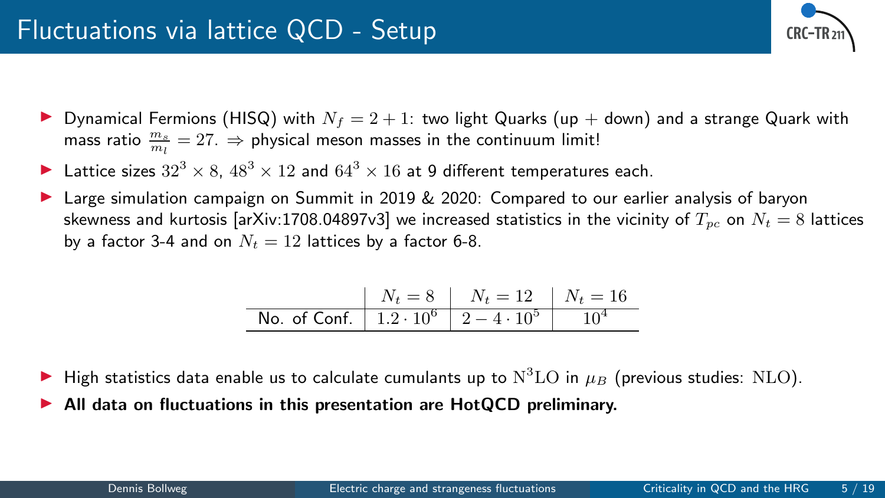# Fluctuations via lattice QCD - Setup

- Dynamical Fermions (HISQ) with $N_f = 2 + 1$: two light Quarks (up + down) and a strange Quark with mass ratio $\frac{m_s}{m_l} = 27$. $\Rightarrow$ physical meson masses in the continuum limit!
- Lattice sizes $32^3 \times 8$, $48^3 \times 12$ and $64^3 \times 16$ at 9 different temperatures each.
- Large simulation campaign on Summit in 2019 & 2020: Compared to our earlier analysis of baryon skewness and kurtosis [arXiv:1708.04897v3] we increased statistics in the vicinity of $T_{pc}$ on $N_t = 8$ lattices by a factor 3-4 and on $N_t = 12$ lattices by a factor 6-8.

| | $N_t = 8$ | $N_t = 12$ | $N_t = 16$ |
|---|---|---|---|
| No. of Conf. | $1.2 \cdot 10^6$ | $2 - 4 \cdot 10^5$ | $10^4$ |

- High statistics data enable us to calculate cumulants up to $\mathrm{N^3LO}$ in $\mu_B$ (previous studies: $\mathrm{NLO}$).
- **All data on fluctuations in this presentation are HotQCD preliminary.**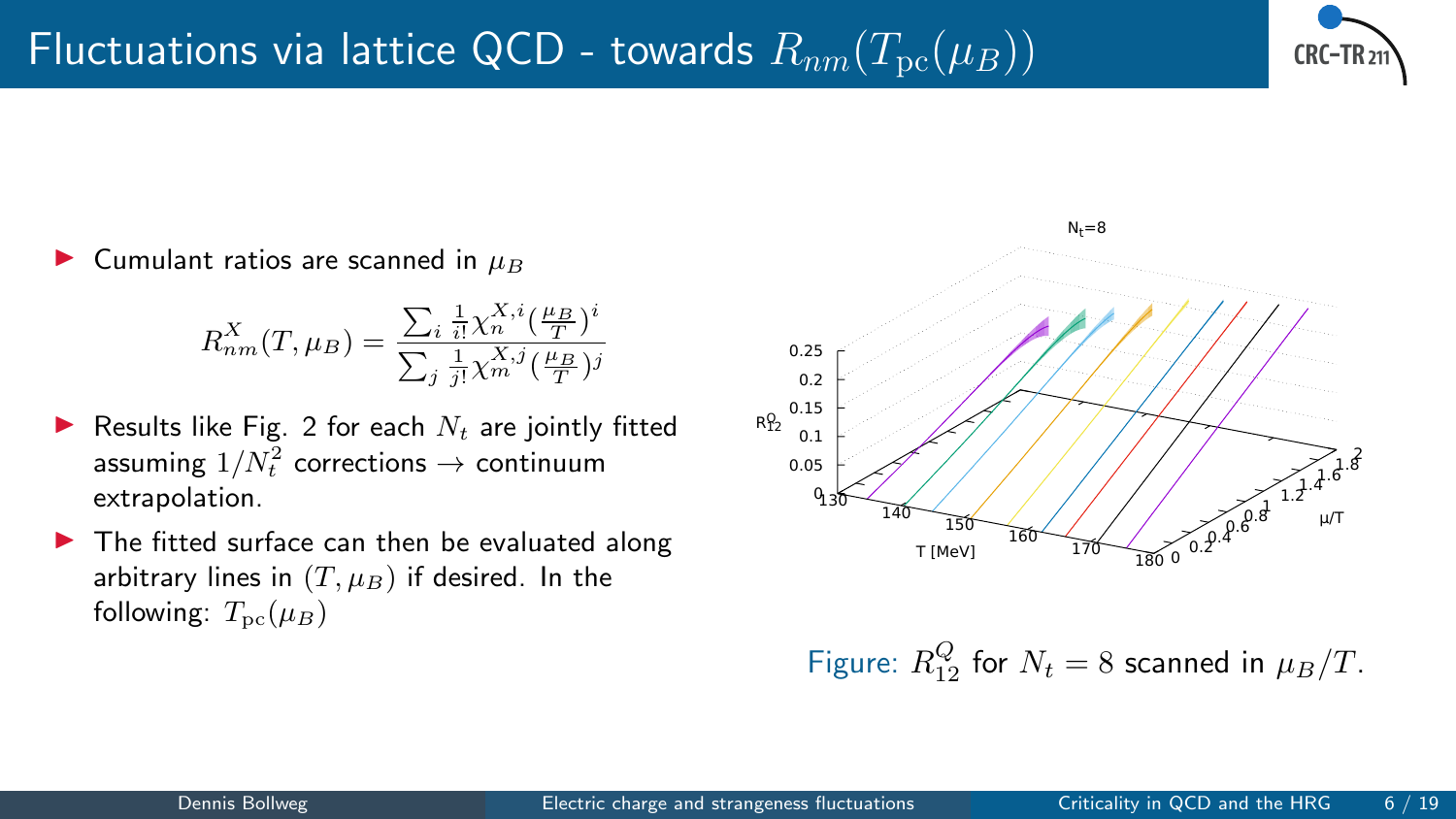# Fluctuations via lattice QCD - towards $R_{nm}(T_{\rm pc}(\mu_B))$

- Cumulant ratios are scanned in $\mu_B$

$$R^X_{nm}(T,\mu_B) = \frac{\sum_i \frac{1}{i!}\chi^{X,i}_n(\frac{\mu_B}{T})^i}{\sum_j \frac{1}{j!}\chi^{X,j}_m(\frac{\mu_B}{T})^j}$$

- Results like Fig. 2 for each $N_t$ are jointly fitted assuming $1/N_t^2$ corrections → continuum extrapolation.
- The fitted surface can then be evaluated along arbitrary lines in $(T,\mu_B)$ if desired. In the following: $T_{\rm pc}(\mu_B)$

Figure: $R^Q_{12}$ for $N_t = 8$ scanned in $\mu_B/T$.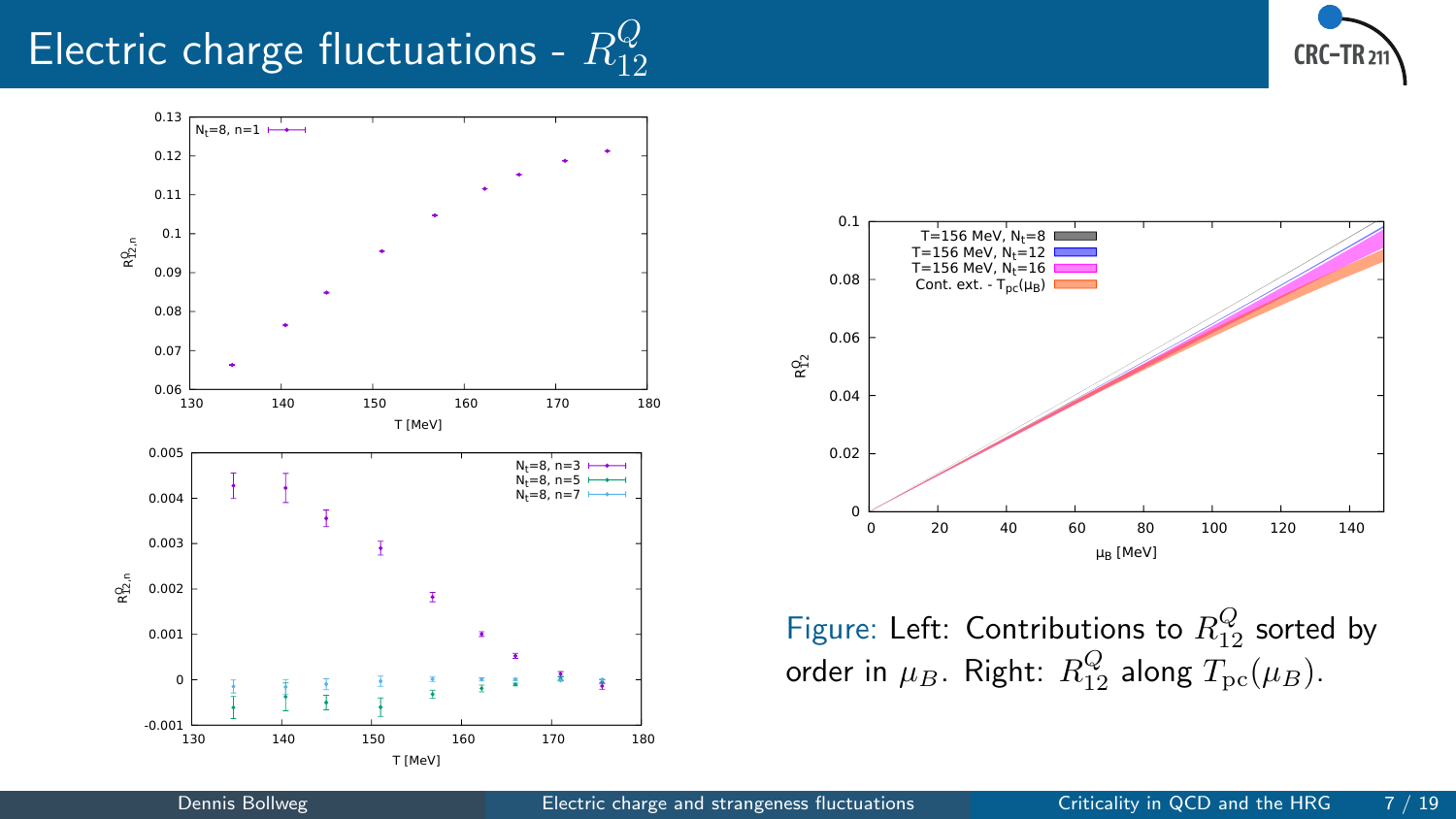# Electric charge fluctuations - $R_{12}^Q$

Figure: Left: Contributions to $R_{12}^Q$ sorted by order in $\mu_B$. Right: $R_{12}^Q$ along $T_{\rm pc}(\mu_B)$.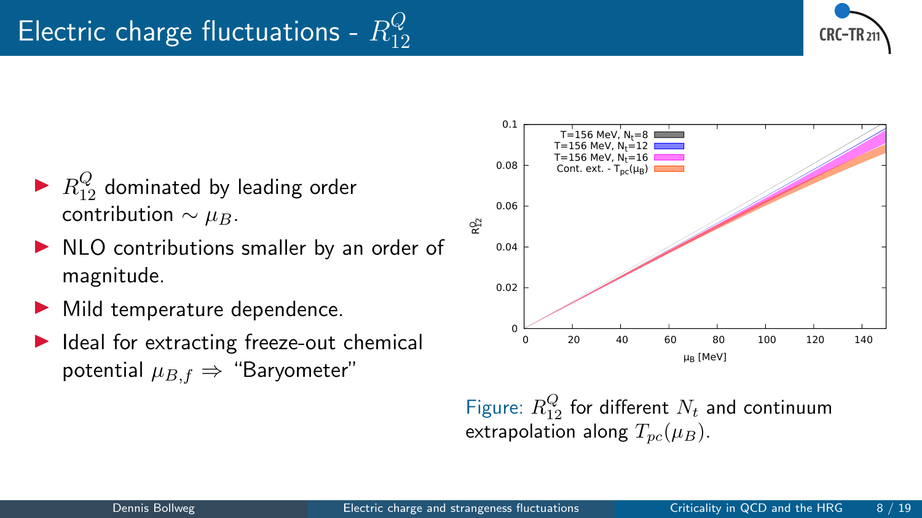# Electric charge fluctuations - $R_{12}^Q$

- $R_{12}^Q$ dominated by leading order contribution $\sim \mu_B$.
- NLO contributions smaller by an order of magnitude.
- Mild temperature dependence.
- Ideal for extracting freeze-out chemical potential $\mu_{B,f} \Rightarrow$ "Baryometer"

Figure: $R_{12}^Q$ for different $N_t$ and continuum extrapolation along $T_{pc}(\mu_B)$.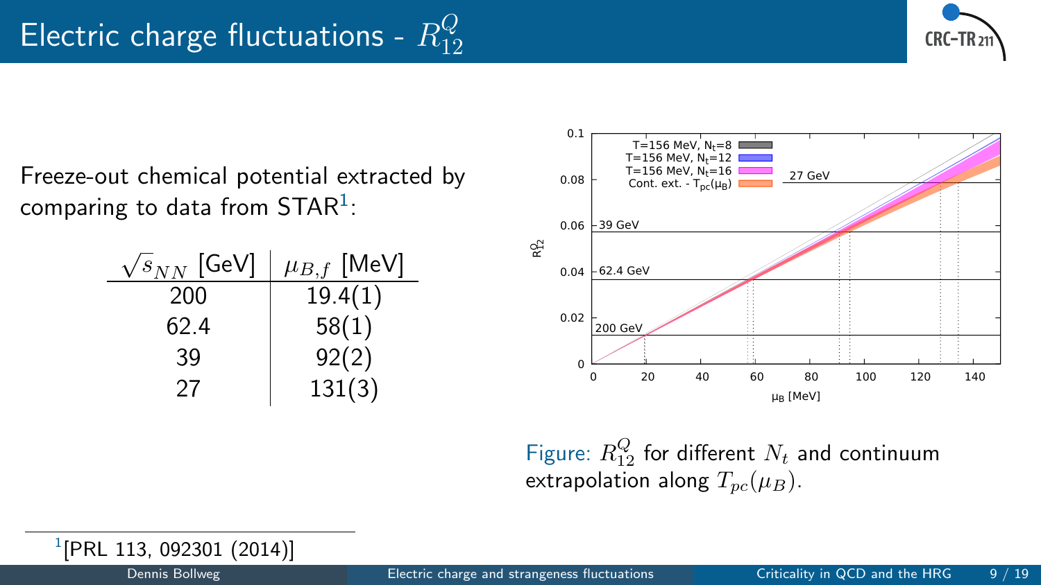# Electric charge fluctuations - $R_{12}^Q$

Freeze-out chemical potential extracted by comparing to data from STAR[1]:

| $\sqrt{s}_{NN}$ [GeV] | $\mu_{B,f}$ [MeV] |
|---|---|
| 200 | 19.4(1) |
| 62.4 | 58(1) |
| 39 | 92(2) |
| 27 | 131(3) |

Figure: $R_{12}^Q$ for different $N_t$ and continuum extrapolation along $T_{pc}(\mu_B)$.

[1] [PRL 113, 092301 (2014)]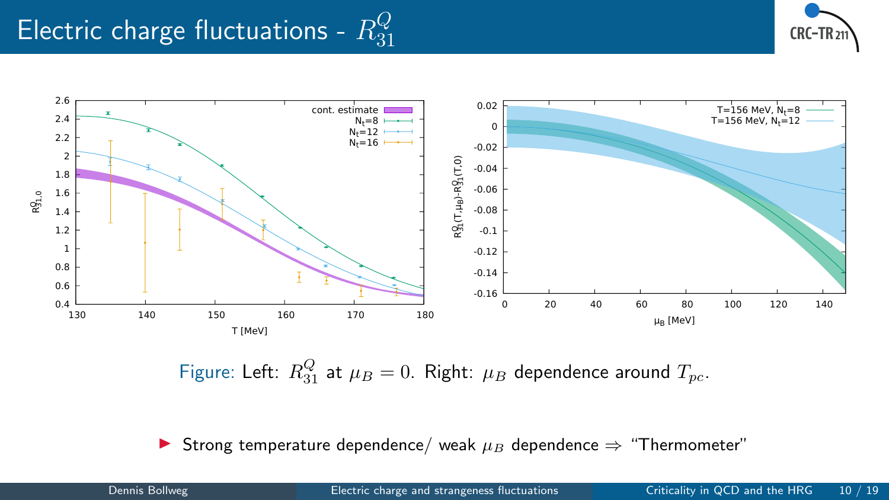# Electric charge fluctuations - $R_{31}^Q$

Figure: Left: $R_{31}^Q$ at $\mu_B = 0$. Right: $\mu_B$ dependence around $T_{pc}$.

- Strong temperature dependence/ weak $\mu_B$ dependence $\Rightarrow$ “Thermometer”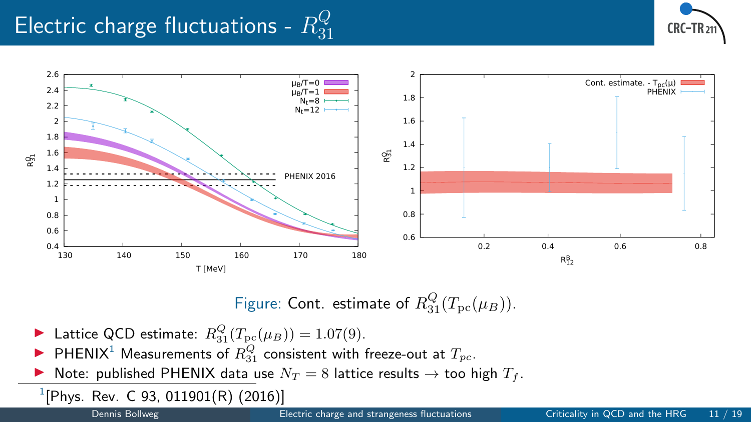# Electric charge fluctuations - $R_{31}^Q$

Figure: Cont. estimate of $R_{31}^Q(T_{\rm pc}(\mu_B))$.

- Lattice QCD estimate: $R_{31}^Q(T_{\rm pc}(\mu_B)) = 1.07(9)$.
- PHENIX[1] Measurements of $R_{31}^Q$ consistent with freeze-out at $T_{pc}$.
- Note: published PHENIX data use $N_T = 8$ lattice results $\rightarrow$ too high $T_f$.

[1] [Phys. Rev. C 93, 011901(R) (2016)]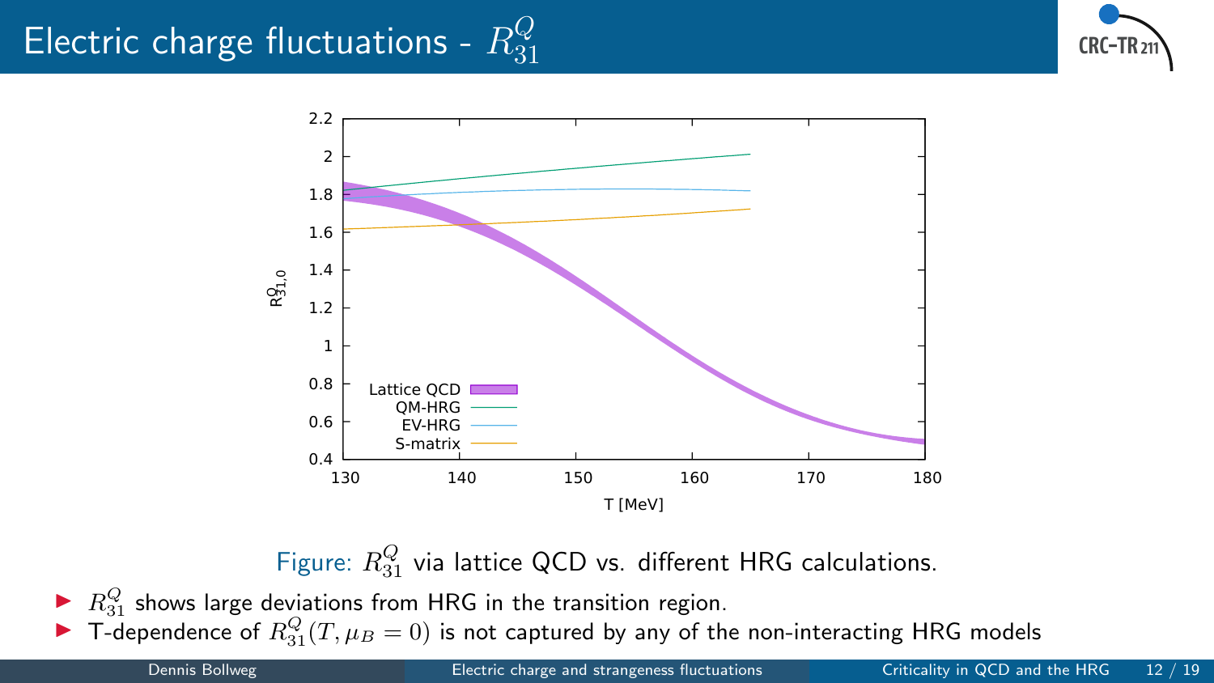# Electric charge fluctuations - $R_{31}^Q$

Figure: $R_{31}^Q$ via lattice QCD vs. different HRG calculations.

- $R_{31}^Q$ shows large deviations from HRG in the transition region.
- T-dependence of $R_{31}^Q(T, \mu_B = 0)$ is not captured by any of the non-interacting HRG models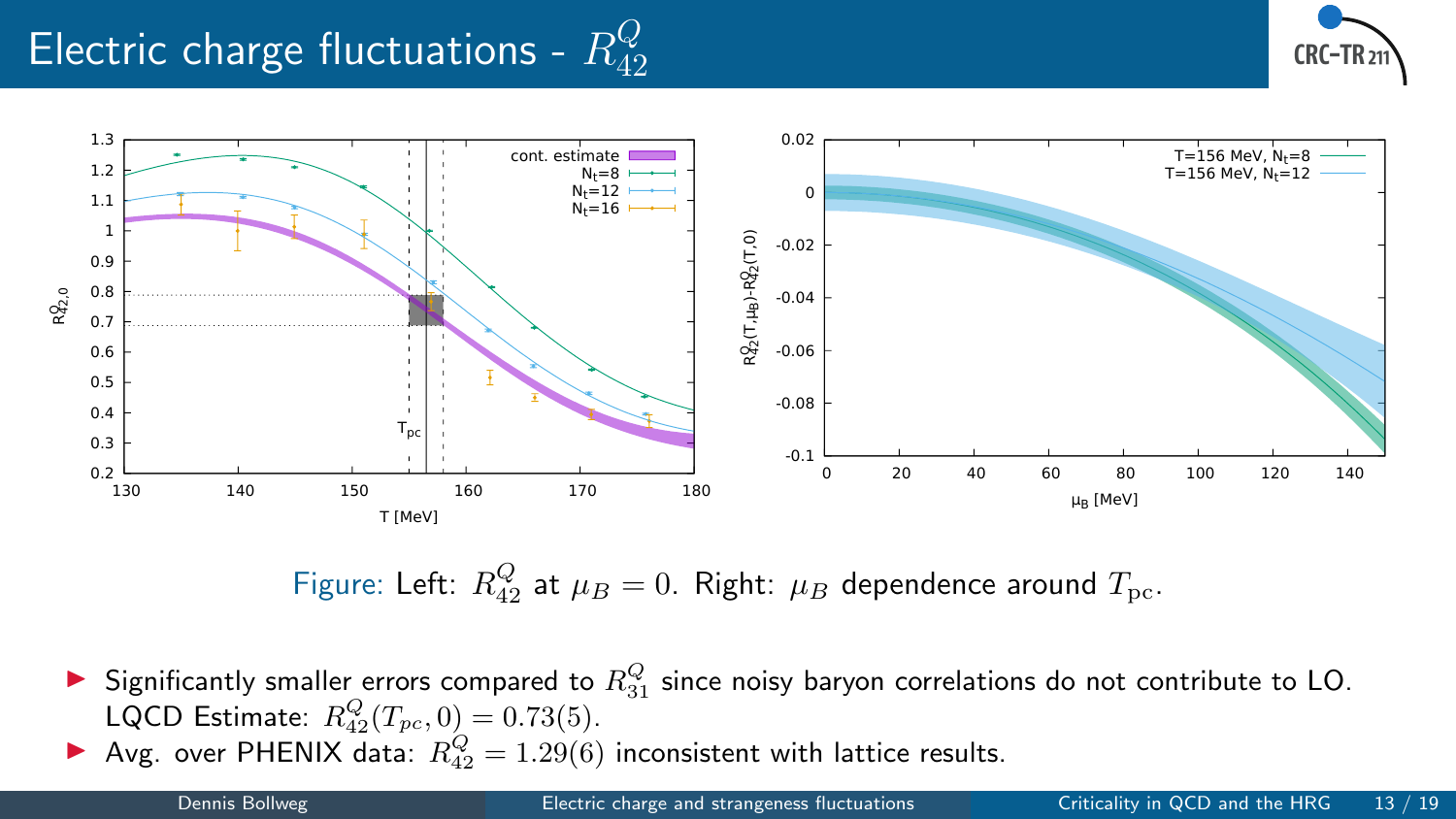# Electric charge fluctuations - $R_{42}^{Q}$

Figure: Left: $R_{42}^{Q}$ at $\mu_B = 0$. Right: $\mu_B$ dependence around $T_{\mathrm{pc}}$.

- Significantly smaller errors compared to $R_{31}^{Q}$ since noisy baryon correlations do not contribute to LO. LQCD Estimate: $R_{42}^{Q}(T_{pc}, 0) = 0.73(5)$.
- Avg. over PHENIX data: $R_{42}^{Q} = 1.29(6)$ inconsistent with lattice results.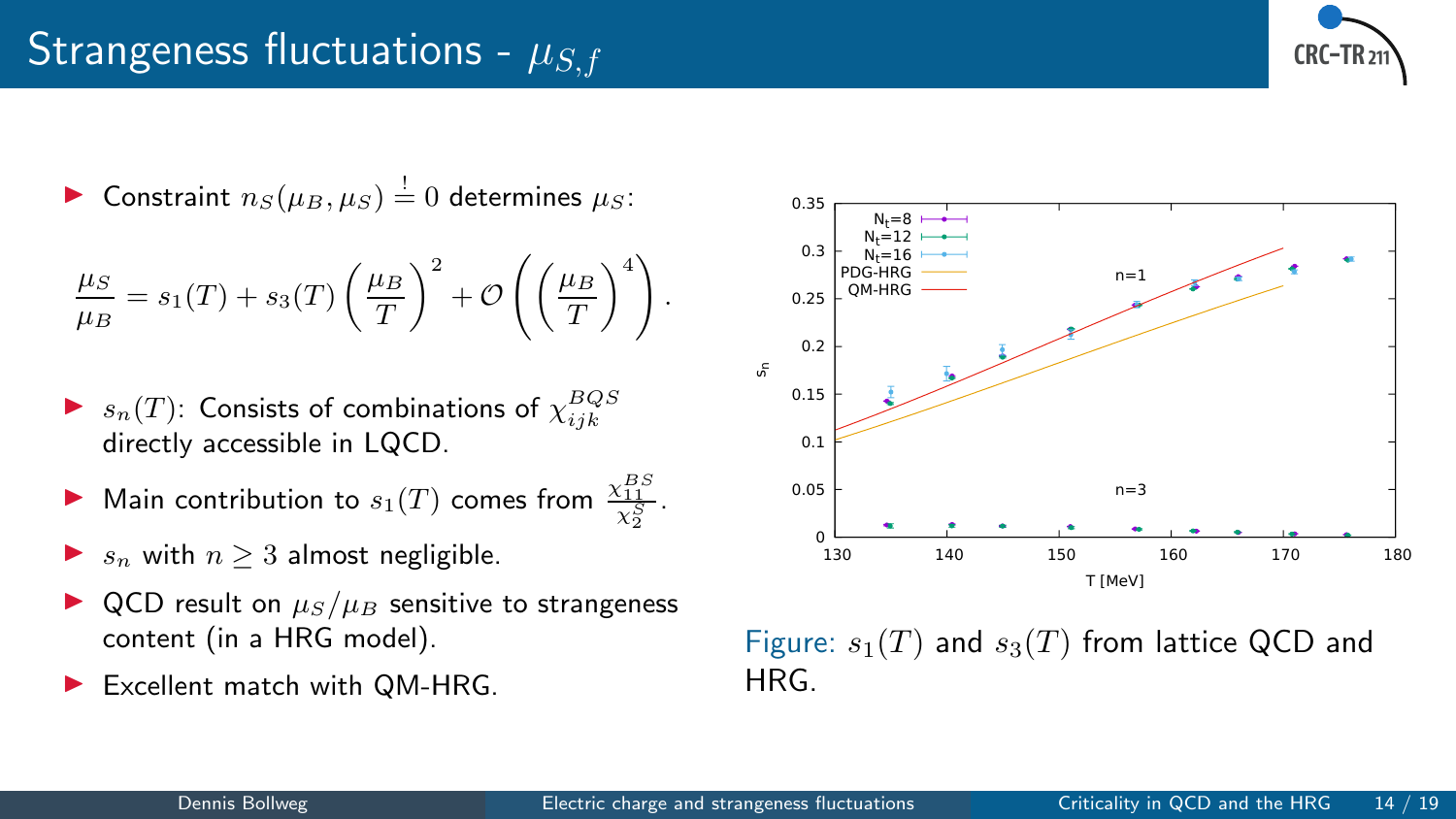# Strangeness fluctuations - $\mu_{S,f}$

- Constraint $n_S(\mu_B, \mu_S) \stackrel{!}{=} 0$ determines $\mu_S$:

$$\frac{\mu_S}{\mu_B} = s_1(T) + s_3(T)\left(\frac{\mu_B}{T}\right)^2 + \mathcal{O}\left(\left(\frac{\mu_B}{T}\right)^4\right).$$

- $s_n(T)$: Consists of combinations of $\chi_{ijk}^{BQS}$ directly accessible in LQCD.
- Main contribution to $s_1(T)$ comes from $\frac{\chi_{11}^{BS}}{\chi_2^S}$.
- $s_n$ with $n \geq 3$ almost negligible.
- QCD result on $\mu_S/\mu_B$ sensitive to strangeness content (in a HRG model).
- Excellent match with QM-HRG.

Figure: $s_1(T)$ and $s_3(T)$ from lattice QCD and HRG.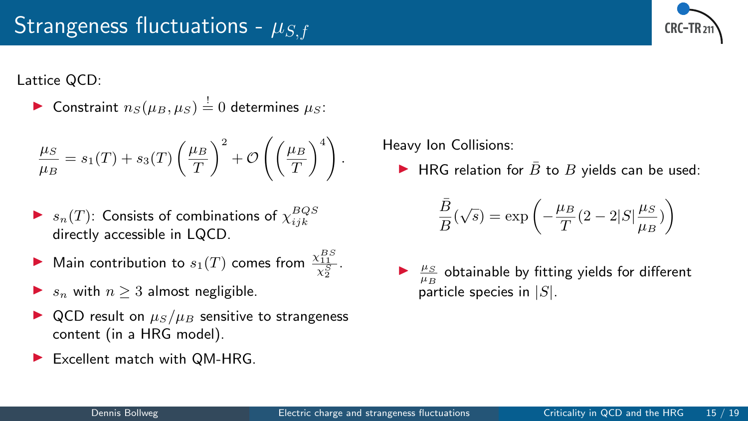# Strangeness fluctuations - $\mu_{S,f}$

Lattice QCD:

- Constraint $n_S(\mu_B, \mu_S) \stackrel{!}{=} 0$ determines $\mu_S$:

$$\frac{\mu_S}{\mu_B} = s_1(T) + s_3(T)\left(\frac{\mu_B}{T}\right)^2 + \mathcal{O}\left(\left(\frac{\mu_B}{T}\right)^4\right).$$

- $s_n(T)$: Consists of combinations of $\chi_{ijk}^{BQS}$ directly accessible in LQCD.
- Main contribution to $s_1(T)$ comes from $\frac{\chi_{11}^{BS}}{\chi_2^S}$.
- $s_n$ with $n \geq 3$ almost negligible.
- QCD result on $\mu_S/\mu_B$ sensitive to strangeness content (in a HRG model).
- Excellent match with QM-HRG.

Heavy Ion Collisions:

- HRG relation for $\bar{B}$ to $B$ yields can be used:

$$\frac{\bar{B}}{B}(\sqrt{s}) = \exp\left(-\frac{\mu_B}{T}(2 - 2|S|\frac{\mu_S}{\mu_B})\right)$$

- $\frac{\mu_S}{\mu_B}$ obtainable by fitting yields for different particle species in $|S|$.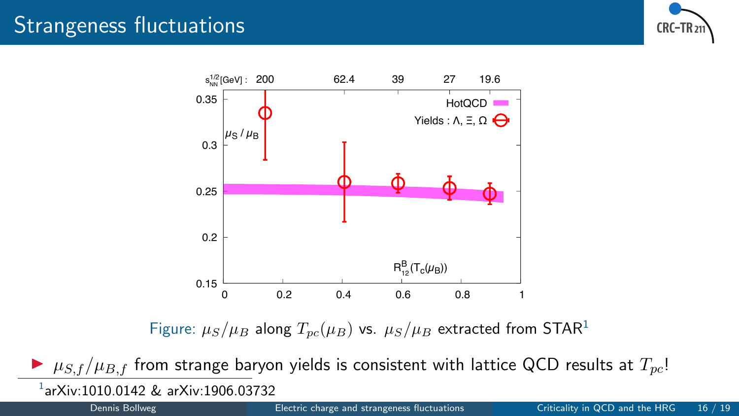# Strangeness fluctuations

Figure: $\mu_S/\mu_B$ along $T_{pc}(\mu_B)$ vs. $\mu_S/\mu_B$ extracted from STAR[1]

- $\mu_{S,f}/\mu_{B,f}$ from strange baryon yields is consistent with lattice QCD results at $T_{pc}$!

[1] arXiv:1010.0142 & arXiv:1906.03732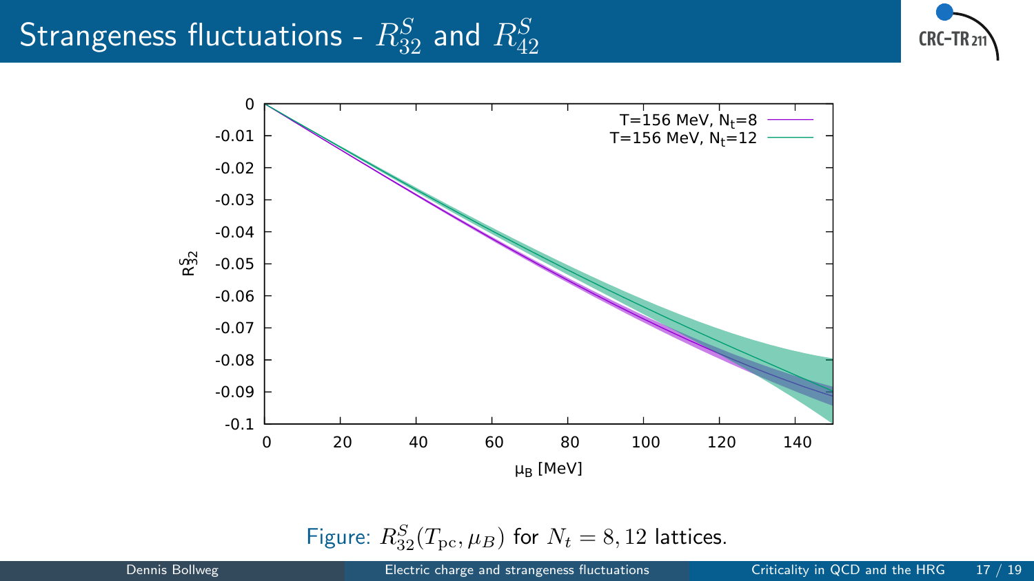# Strangeness fluctuations - $R_{32}^S$ and $R_{42}^S$

Figure: $R_{32}^S(T_{\rm pc}, \mu_B)$ for $N_t = 8, 12$ lattices.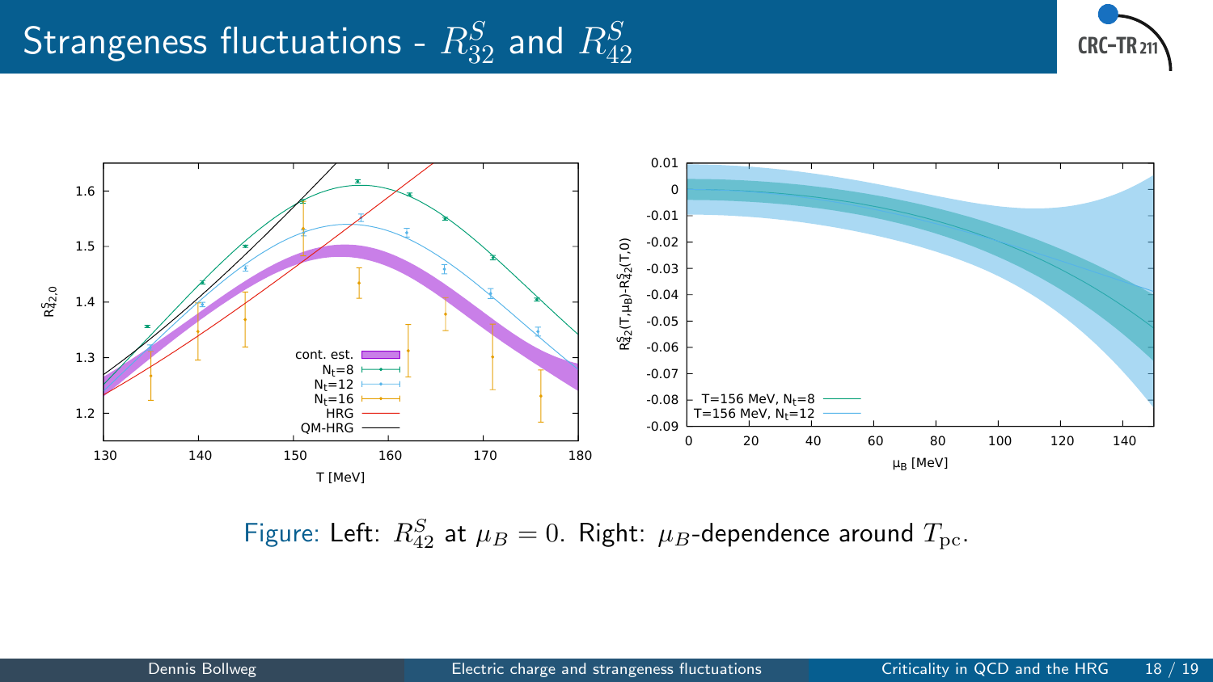# Strangeness fluctuations - $R_{32}^S$ and $R_{42}^S$

Figure: Left: $R_{42}^S$ at $\mu_B = 0$. Right: $\mu_B$-dependence around $T_{\rm pc}$.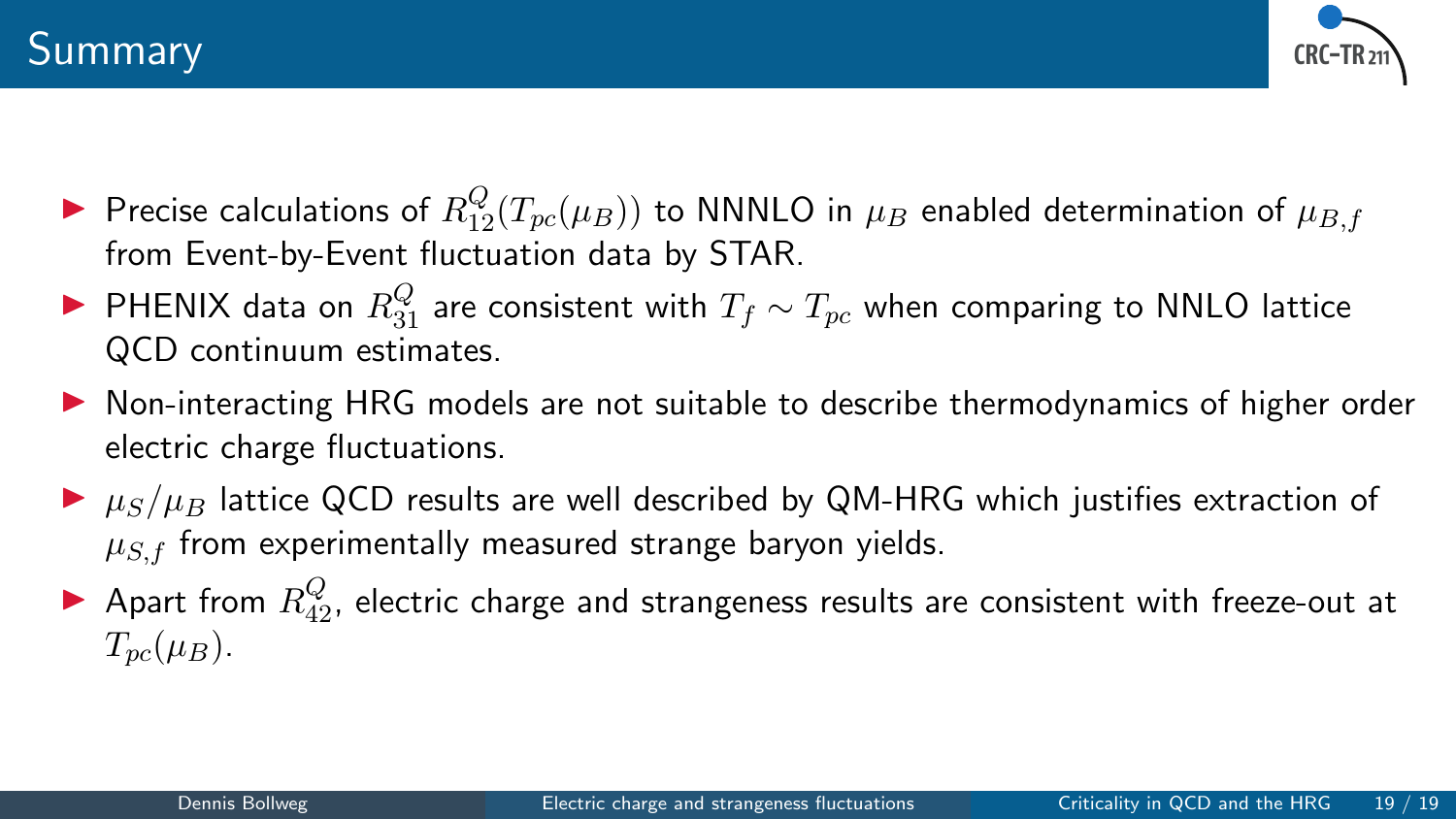# Summary

- Precise calculations of $R^Q_{12}(T_{pc}(\mu_B))$ to NNNLO in $\mu_B$ enabled determination of $\mu_{B,f}$ from Event-by-Event fluctuation data by STAR.
- PHENIX data on $R^Q_{31}$ are consistent with $T_f \sim T_{pc}$ when comparing to NNLO lattice QCD continuum estimates.
- Non-interacting HRG models are not suitable to describe thermodynamics of higher order electric charge fluctuations.
- $\mu_S/\mu_B$ lattice QCD results are well described by QM-HRG which justifies extraction of $\mu_{S,f}$ from experimentally measured strange baryon yields.
- Apart from $R^Q_{42}$, electric charge and strangeness results are consistent with freeze-out at $T_{pc}(\mu_B)$.